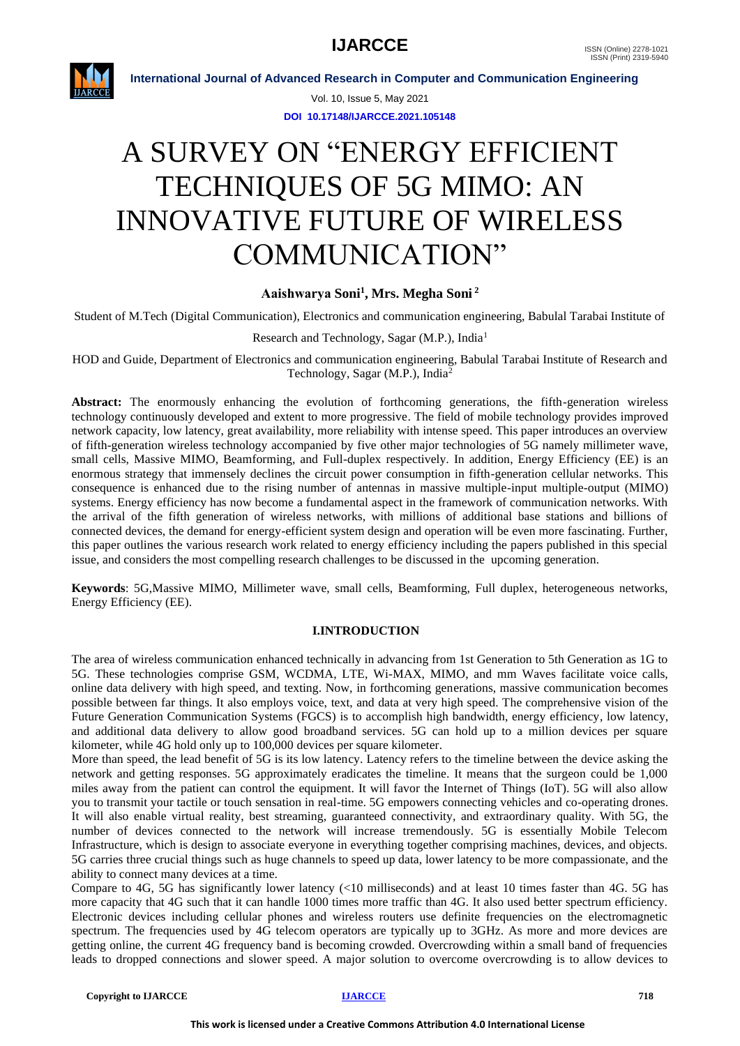# A SURVEY ON "ENERGY EFFICIENT TECHNIQUES OF 5G MIMO: AN INNOVATIVE FUTURE OF WIRELESS COMMUNICATION"

**Aaishwarya Soni[1], Mrs. Megha Soni[2]**

Student of M.Tech (Digital Communication), Electronics and communication engineering, Babulal Tarabai Institute of Research and Technology, Sagar (M.P.), India[1]

HOD and Guide, Department of Electronics and communication engineering, Babulal Tarabai Institute of Research and Technology, Sagar (M.P.), India[2]

**Abstract:** The enormously enhancing the evolution of forthcoming generations, the fifth-generation wireless technology continuously developed and extent to more progressive. The field of mobile technology provides improved network capacity, low latency, great availability, more reliability with intense speed. This paper introduces an overview of fifth-generation wireless technology accompanied by five other major technologies of 5G namely millimeter wave, small cells, Massive MIMO, Beamforming, and Full-duplex respectively. In addition, Energy Efficiency (EE) is an enormous strategy that immensely declines the circuit power consumption in fifth-generation cellular networks. This consequence is enhanced due to the rising number of antennas in massive multiple-input multiple-output (MIMO) systems. Energy efficiency has now become a fundamental aspect in the framework of communication networks. With the arrival of the fifth generation of wireless networks, with millions of additional base stations and billions of connected devices, the demand for energy-efficient system design and operation will be even more fascinating. Further, this paper outlines the various research work related to energy efficiency including the papers published in this special issue, and considers the most compelling research challenges to be discussed in the upcoming generation.

**Keywords**: 5G,Massive MIMO, Millimeter wave, small cells, Beamforming, Full duplex, heterogeneous networks, Energy Efficiency (EE).

## I.INTRODUCTION

The area of wireless communication enhanced technically in advancing from 1st Generation to 5th Generation as 1G to 5G. These technologies comprise GSM, WCDMA, LTE, Wi-MAX, MIMO, and mm Waves facilitate voice calls, online data delivery with high speed, and texting. Now, in forthcoming generations, massive communication becomes possible between far things. It also employs voice, text, and data at very high speed. The comprehensive vision of the Future Generation Communication Systems (FGCS) is to accomplish high bandwidth, energy efficiency, low latency, and additional data delivery to allow good broadband services. 5G can hold up to a million devices per square kilometer, while 4G hold only up to 100,000 devices per square kilometer.

More than speed, the lead benefit of 5G is its low latency. Latency refers to the timeline between the device asking the network and getting responses. 5G approximately eradicates the timeline. It means that the surgeon could be 1,000 miles away from the patient can control the equipment. It will favor the Internet of Things (IoT). 5G will also allow you to transmit your tactile or touch sensation in real-time. 5G empowers connecting vehicles and co-operating drones. It will also enable virtual reality, best streaming, guaranteed connectivity, and extraordinary quality. With 5G, the number of devices connected to the network will increase tremendously. 5G is essentially Mobile Telecom Infrastructure, which is design to associate everyone in everything together comprising machines, devices, and objects. 5G carries three crucial things such as huge channels to speed up data, lower latency to be more compassionate, and the ability to connect many devices at a time.

Compare to 4G, 5G has significantly lower latency (<10 milliseconds) and at least 10 times faster than 4G. 5G has more capacity that 4G such that it can handle 1000 times more traffic than 4G. It also used better spectrum efficiency. Electronic devices including cellular phones and wireless routers use definite frequencies on the electromagnetic spectrum. The frequencies used by 4G telecom operators are typically up to 3GHz. As more and more devices are getting online, the current 4G frequency band is becoming crowded. Overcrowding within a small band of frequencies leads to dropped connections and slower speed. A major solution to overcome overcrowding is to allow devices to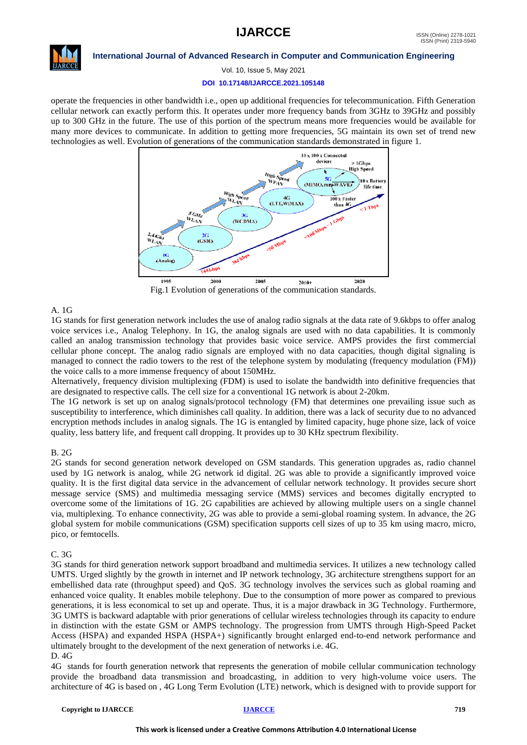operate the frequencies in other bandwidth i.e., open up additional frequencies for telecommunication. Fifth Generation cellular network can exactly perform this. It operates under more frequency bands from 3GHz to 39GHz and possibly up to 300 GHz in the future. The use of this portion of the spectrum means more frequencies would be available for many more devices to communicate. In addition to getting more frequencies, 5G maintain its own set of trend new technologies as well. Evolution of generations of the communication standards demonstrated in figure 1.

Fig.1 Evolution of generations of the communication standards.

### A. 1G

1G stands for first generation network includes the use of analog radio signals at the data rate of 9.6kbps to offer analog voice services i.e., Analog Telephony. In 1G, the analog signals are used with no data capabilities. It is commonly called an analog transmission technology that provides basic voice service. AMPS provides the first commercial cellular phone concept. The analog radio signals are employed with no data capacities, though digital signaling is managed to connect the radio towers to the rest of the telephone system by modulating (frequency modulation (FM)) the voice calls to a more immense frequency of about 150MHz.

Alternatively, frequency division multiplexing (FDM) is used to isolate the bandwidth into definitive frequencies that are designated to respective calls. The cell size for a conventional 1G network is about 2-20km.

The 1G network is set up on analog signals/protocol technology (FM) that determines one prevailing issue such as susceptibility to interference, which diminishes call quality. In addition, there was a lack of security due to no advanced encryption methods includes in analog signals. The 1G is entangled by limited capacity, huge phone size, lack of voice quality, less battery life, and frequent call dropping. It provides up to 30 KHz spectrum flexibility.

### B. 2G

2G stands for second generation network developed on GSM standards. This generation upgrades as, radio channel used by 1G network is analog, while 2G network id digital. 2G was able to provide a significantly improved voice quality. It is the first digital data service in the advancement of cellular network technology. It provides secure short message service (SMS) and multimedia messaging service (MMS) services and becomes digitally encrypted to overcome some of the limitations of 1G. 2G capabilities are achieved by allowing multiple users on a single channel via, multiplexing. To enhance connectivity, 2G was able to provide a semi-global roaming system. In advance, the 2G global system for mobile communications (GSM) specification supports cell sizes of up to 35 km using macro, micro, pico, or femtocells.

### C. 3G

3G stands for third generation network support broadband and multimedia services. It utilizes a new technology called UMTS. Urged slightly by the growth in internet and IP network technology, 3G architecture strengthens support for an embellished data rate (throughput speed) and QoS. 3G technology involves the services such as global roaming and enhanced voice quality. It enables mobile telephony. Due to the consumption of more power as compared to previous generations, it is less economical to set up and operate. Thus, it is a major drawback in 3G Technology. Furthermore, 3G UMTS is backward adaptable with prior generations of cellular wireless technologies through its capacity to endure in distinction with the estate GSM or AMPS technology. The progression from UMTS through High-Speed Packet Access (HSPA) and expanded HSPA (HSPA+) significantly brought enlarged end-to-end network performance and ultimately brought to the development of the next generation of networks i.e. 4G.

### D. 4G

4G stands for fourth generation network that represents the generation of mobile cellular communication technology provide the broadband data transmission and broadcasting, in addition to very high-volume voice users. The architecture of 4G is based on , 4G Long Term Evolution (LTE) network, which is designed with to provide support for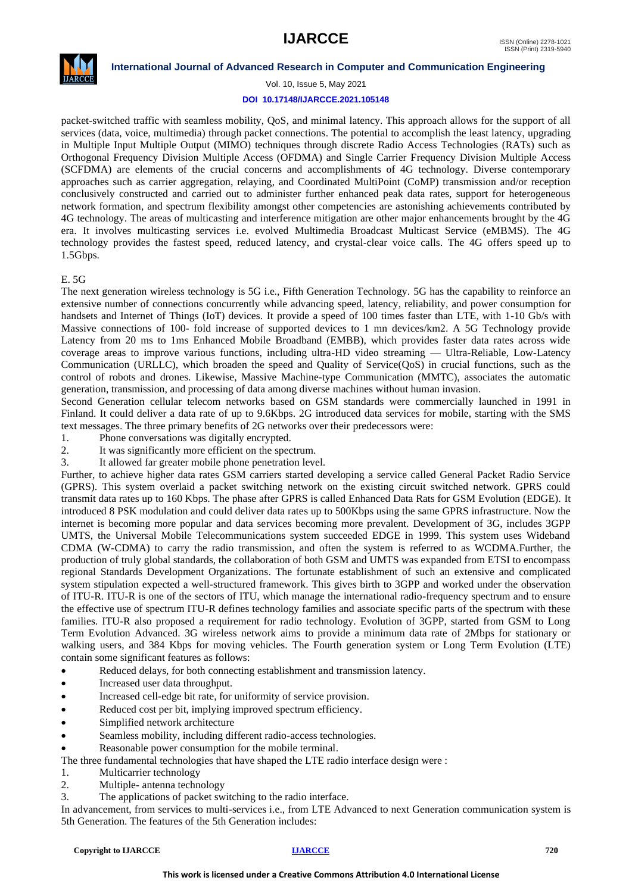packet-switched traffic with seamless mobility, QoS, and minimal latency. This approach allows for the support of all services (data, voice, multimedia) through packet connections. The potential to accomplish the least latency, upgrading in Multiple Input Multiple Output (MIMO) techniques through discrete Radio Access Technologies (RATs) such as Orthogonal Frequency Division Multiple Access (OFDMA) and Single Carrier Frequency Division Multiple Access (SCFDMA) are elements of the crucial concerns and accomplishments of 4G technology. Diverse contemporary approaches such as carrier aggregation, relaying, and Coordinated MultiPoint (CoMP) transmission and/or reception conclusively constructed and carried out to administer further enhanced peak data rates, support for heterogeneous network formation, and spectrum flexibility amongst other competencies are astonishing achievements contributed by 4G technology. The areas of multicasting and interference mitigation are other major enhancements brought by the 4G era. It involves multicasting services i.e. evolved Multimedia Broadcast Multicast Service (eMBMS). The 4G technology provides the fastest speed, reduced latency, and crystal-clear voice calls. The 4G offers speed up to 1.5Gbps.

E. 5G

The next generation wireless technology is 5G i.e., Fifth Generation Technology. 5G has the capability to reinforce an extensive number of connections concurrently while advancing speed, latency, reliability, and power consumption for handsets and Internet of Things (IoT) devices. It provide a speed of 100 times faster than LTE, with 1-10 Gb/s with Massive connections of 100- fold increase of supported devices to 1 mn devices/km2. A 5G Technology provide Latency from 20 ms to 1ms Enhanced Mobile Broadband (EMBB), which provides faster data rates across wide coverage areas to improve various functions, including ultra-HD video streaming — Ultra-Reliable, Low-Latency Communication (URLLC), which broaden the speed and Quality of Service(QoS) in crucial functions, such as the control of robots and drones. Likewise, Massive Machine-type Communication (MMTC), associates the automatic generation, transmission, and processing of data among diverse machines without human invasion.

Second Generation cellular telecom networks based on GSM standards were commercially launched in 1991 in Finland. It could deliver a data rate of up to 9.6Kbps. 2G introduced data services for mobile, starting with the SMS text messages. The three primary benefits of 2G networks over their predecessors were:

1. Phone conversations was digitally encrypted.
2. It was significantly more efficient on the spectrum.
3. It allowed far greater mobile phone penetration level.

Further, to achieve higher data rates GSM carriers started developing a service called General Packet Radio Service (GPRS). This system overlaid a packet switching network on the existing circuit switched network. GPRS could transmit data rates up to 160 Kbps. The phase after GPRS is called Enhanced Data Rats for GSM Evolution (EDGE). It introduced 8 PSK modulation and could deliver data rates up to 500Kbps using the same GPRS infrastructure. Now the internet is becoming more popular and data services becoming more prevalent. Development of 3G, includes 3GPP UMTS, the Universal Mobile Telecommunications system succeeded EDGE in 1999. This system uses Wideband CDMA (W-CDMA) to carry the radio transmission, and often the system is referred to as WCDMA.Further, the production of truly global standards, the collaboration of both GSM and UMTS was expanded from ETSI to encompass regional Standards Development Organizations. The fortunate establishment of such an extensive and complicated system stipulation expected a well-structured framework. This gives birth to 3GPP and worked under the observation of ITU-R. ITU-R is one of the sectors of ITU, which manage the international radio-frequency spectrum and to ensure the effective use of spectrum ITU-R defines technology families and associate specific parts of the spectrum with these families. ITU-R also proposed a requirement for radio technology. Evolution of 3GPP, started from GSM to Long Term Evolution Advanced. 3G wireless network aims to provide a minimum data rate of 2Mbps for stationary or walking users, and 384 Kbps for moving vehicles. The Fourth generation system or Long Term Evolution (LTE) contain some significant features as follows:

- Reduced delays, for both connecting establishment and transmission latency.
- Increased user data throughput.
- Increased cell-edge bit rate, for uniformity of service provision.
- Reduced cost per bit, implying improved spectrum efficiency.
- Simplified network architecture
- Seamless mobility, including different radio-access technologies.
- Reasonable power consumption for the mobile terminal.

The three fundamental technologies that have shaped the LTE radio interface design were :

1. Multicarrier technology
2. Multiple- antenna technology
3. The applications of packet switching to the radio interface.

In advancement, from services to multi-services i.e., from LTE Advanced to next Generation communication system is 5th Generation. The features of the 5th Generation includes: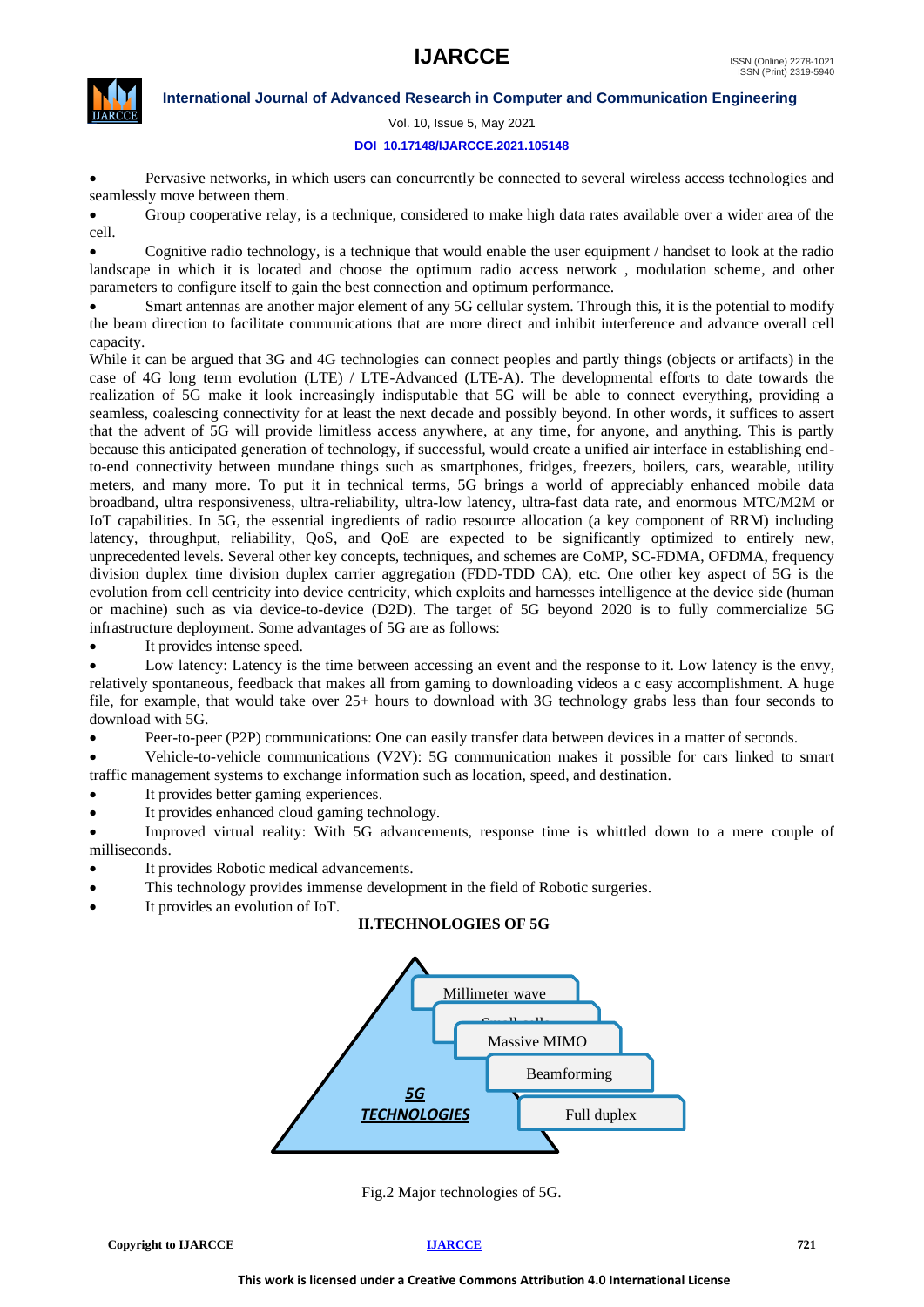- Pervasive networks, in which users can concurrently be connected to several wireless access technologies and seamlessly move between them.
- Group cooperative relay, is a technique, considered to make high data rates available over a wider area of the cell.
- Cognitive radio technology, is a technique that would enable the user equipment / handset to look at the radio landscape in which it is located and choose the optimum radio access network , modulation scheme, and other parameters to configure itself to gain the best connection and optimum performance.
- Smart antennas are another major element of any 5G cellular system. Through this, it is the potential to modify the beam direction to facilitate communications that are more direct and inhibit interference and advance overall cell capacity.

While it can be argued that 3G and 4G technologies can connect peoples and partly things (objects or artifacts) in the case of 4G long term evolution (LTE) / LTE-Advanced (LTE-A). The developmental efforts to date towards the realization of 5G make it look increasingly indisputable that 5G will be able to connect everything, providing a seamless, coalescing connectivity for at least the next decade and possibly beyond. In other words, it suffices to assert that the advent of 5G will provide limitless access anywhere, at any time, for anyone, and anything. This is partly because this anticipated generation of technology, if successful, would create a unified air interface in establishing end-to-end connectivity between mundane things such as smartphones, fridges, freezers, boilers, cars, wearable, utility meters, and many more. To put it in technical terms, 5G brings a world of appreciably enhanced mobile data broadband, ultra responsiveness, ultra-reliability, ultra-low latency, ultra-fast data rate, and enormous MTC/M2M or IoT capabilities. In 5G, the essential ingredients of radio resource allocation (a key component of RRM) including latency, throughput, reliability, QoS, and QoE are expected to be significantly optimized to entirely new, unprecedented levels. Several other key concepts, techniques, and schemes are CoMP, SC-FDMA, OFDMA, frequency division duplex time division duplex carrier aggregation (FDD-TDD CA), etc. One other key aspect of 5G is the evolution from cell centricity into device centricity, which exploits and harnesses intelligence at the device side (human or machine) such as via device-to-device (D2D). The target of 5G beyond 2020 is to fully commercialize 5G infrastructure deployment. Some advantages of 5G are as follows:

- It provides intense speed.
- Low latency: Latency is the time between accessing an event and the response to it. Low latency is the envy, relatively spontaneous, feedback that makes all from gaming to downloading videos a c easy accomplishment. A huge file, for example, that would take over 25+ hours to download with 3G technology grabs less than four seconds to download with 5G.
- Peer-to-peer (P2P) communications: One can easily transfer data between devices in a matter of seconds.
- Vehicle-to-vehicle communications (V2V): 5G communication makes it possible for cars linked to smart traffic management systems to exchange information such as location, speed, and destination.
- It provides better gaming experiences.
- It provides enhanced cloud gaming technology.
- Improved virtual reality: With 5G advancements, response time is whittled down to a mere couple of milliseconds.
- It provides Robotic medical advancements.
- This technology provides immense development in the field of Robotic surgeries.
- It provides an evolution of IoT.

## II. TECHNOLOGIES OF 5G

5G TECHNOLOGIES

- Millimeter wave
- Small cell
- Massive MIMO
- Beamforming
- Full duplex

Fig.2 Major technologies of 5G.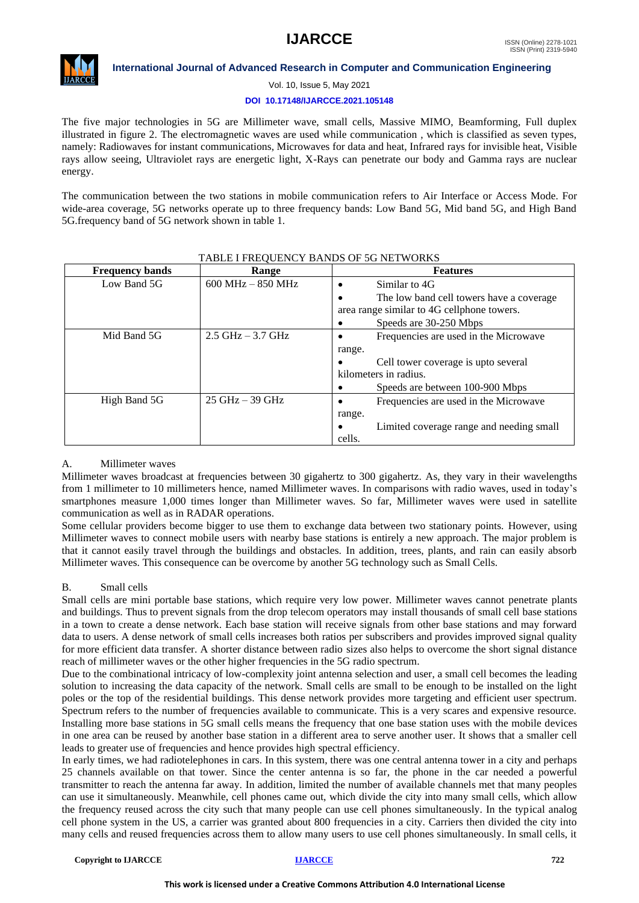The five major technologies in 5G are Millimeter wave, small cells, Massive MIMO, Beamforming, Full duplex illustrated in figure 2. The electromagnetic waves are used while communication , which is classified as seven types, namely: Radiowaves for instant communications, Microwaves for data and heat, Infrared rays for invisible heat, Visible rays allow seeing, Ultraviolet rays are energetic light, X-Rays can penetrate our body and Gamma rays are nuclear energy.

The communication between the two stations in mobile communication refers to Air Interface or Access Mode. For wide-area coverage, 5G networks operate up to three frequency bands: Low Band 5G, Mid band 5G, and High Band 5G.frequency band of 5G network shown in table 1.

TABLE I FREQUENCY BANDS OF 5G NETWORKS

| Frequency bands | Range | Features |
|---|---|---|
| Low Band 5G | 600 MHz – 850 MHz | • Similar to 4G<br>• The low band cell towers have a coverage area range similar to 4G cellphone towers.<br>• Speeds are 30-250 Mbps |
| Mid Band 5G | 2.5 GHz – 3.7 GHz | • Frequencies are used in the Microwave range.<br>• Cell tower coverage is upto several kilometers in radius.<br>• Speeds are between 100-900 Mbps |
| High Band 5G | 25 GHz – 39 GHz | • Frequencies are used in the Microwave range.<br>• Limited coverage range and needing small cells. |

### A. Millimeter waves

Millimeter waves broadcast at frequencies between 30 gigahertz to 300 gigahertz. As, they vary in their wavelengths from 1 millimeter to 10 millimeters hence, named Millimeter waves. In comparisons with radio waves, used in today's smartphones measure 1,000 times longer than Millimeter waves. So far, Millimeter waves were used in satellite communication as well as in RADAR operations.

Some cellular providers become bigger to use them to exchange data between two stationary points. However, using Millimeter waves to connect mobile users with nearby base stations is entirely a new approach. The major problem is that it cannot easily travel through the buildings and obstacles. In addition, trees, plants, and rain can easily absorb Millimeter waves. This consequence can be overcome by another 5G technology such as Small Cells.

### B. Small cells

Small cells are mini portable base stations, which require very low power. Millimeter waves cannot penetrate plants and buildings. Thus to prevent signals from the drop telecom operators may install thousands of small cell base stations in a town to create a dense network. Each base station will receive signals from other base stations and may forward data to users. A dense network of small cells increases both ratios per subscribers and provides improved signal quality for more efficient data transfer. A shorter distance between radio sizes also helps to overcome the short signal distance reach of millimeter waves or the other higher frequencies in the 5G radio spectrum.

Due to the combinational intricacy of low-complexity joint antenna selection and user, a small cell becomes the leading solution to increasing the data capacity of the network. Small cells are small to be enough to be installed on the light poles or the top of the residential buildings. This dense network provides more targeting and efficient user spectrum. Spectrum refers to the number of frequencies available to communicate. This is a very scares and expensive resource. Installing more base stations in 5G small cells means the frequency that one base station uses with the mobile devices in one area can be reused by another base station in a different area to serve another user. It shows that a smaller cell leads to greater use of frequencies and hence provides high spectral efficiency.

In early times, we had radiotelephones in cars. In this system, there was one central antenna tower in a city and perhaps 25 channels available on that tower. Since the center antenna is so far, the phone in the car needed a powerful transmitter to reach the antenna far away. In addition, limited the number of available channels met that many peoples can use it simultaneously. Meanwhile, cell phones came out, which divide the city into many small cells, which allow the frequency reused across the city such that many people can use cell phones simultaneously. In the typical analog cell phone system in the US, a carrier was granted about 800 frequencies in a city. Carriers then divided the city into many cells and reused frequencies across them to allow many users to use cell phones simultaneously. In small cells, it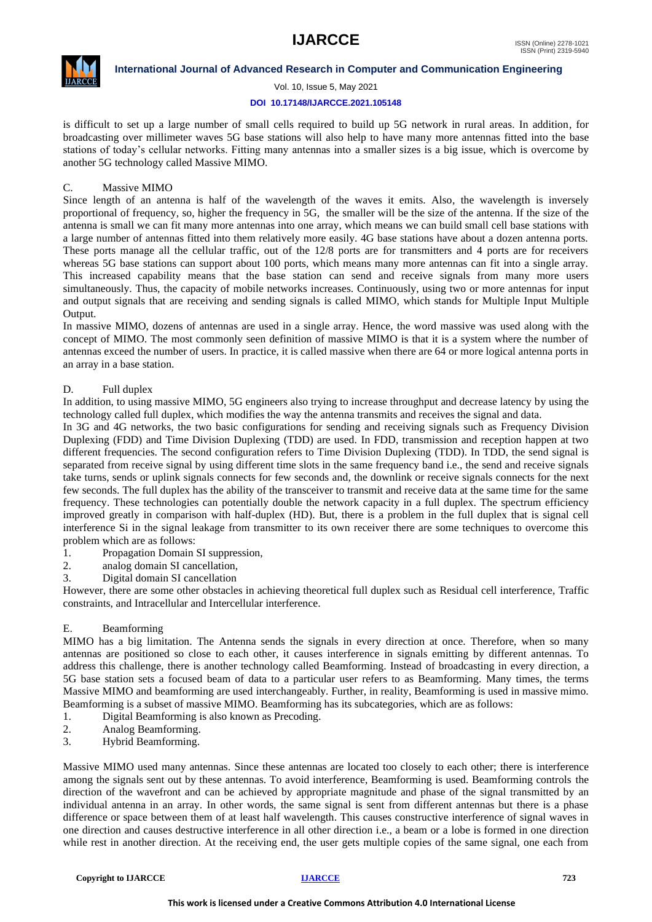is difficult to set up a large number of small cells required to build up 5G network in rural areas. In addition, for broadcasting over millimeter waves 5G base stations will also help to have many more antennas fitted into the base stations of today's cellular networks. Fitting many antennas into a smaller sizes is a big issue, which is overcome by another 5G technology called Massive MIMO.

### C. Massive MIMO

Since length of an antenna is half of the wavelength of the waves it emits. Also, the wavelength is inversely proportional of frequency, so, higher the frequency in 5G, the smaller will be the size of the antenna. If the size of the antenna is small we can fit many more antennas into one array, which means we can build small cell base stations with a large number of antennas fitted into them relatively more easily. 4G base stations have about a dozen antenna ports. These ports manage all the cellular traffic, out of the 12/8 ports are for transmitters and 4 ports are for receivers whereas 5G base stations can support about 100 ports, which means many more antennas can fit into a single array. This increased capability means that the base station can send and receive signals from many more users simultaneously. Thus, the capacity of mobile networks increases. Continuously, using two or more antennas for input and output signals that are receiving and sending signals is called MIMO, which stands for Multiple Input Multiple Output.

In massive MIMO, dozens of antennas are used in a single array. Hence, the word massive was used along with the concept of MIMO. The most commonly seen definition of massive MIMO is that it is a system where the number of antennas exceed the number of users. In practice, it is called massive when there are 64 or more logical antenna ports in an array in a base station.

### D. Full duplex

In addition, to using massive MIMO, 5G engineers also trying to increase throughput and decrease latency by using the technology called full duplex, which modifies the way the antenna transmits and receives the signal and data.

In 3G and 4G networks, the two basic configurations for sending and receiving signals such as Frequency Division Duplexing (FDD) and Time Division Duplexing (TDD) are used. In FDD, transmission and reception happen at two different frequencies. The second configuration refers to Time Division Duplexing (TDD). In TDD, the send signal is separated from receive signal by using different time slots in the same frequency band i.e., the send and receive signals take turns, sends or uplink signals connects for few seconds and, the downlink or receive signals connects for the next few seconds. The full duplex has the ability of the transceiver to transmit and receive data at the same time for the same frequency. These technologies can potentially double the network capacity in a full duplex. The spectrum efficiency improved greatly in comparison with half-duplex (HD). But, there is a problem in the full duplex that is signal cell interference Si in the signal leakage from transmitter to its own receiver there are some techniques to overcome this problem which are as follows:

1. Propagation Domain SI suppression,
2. analog domain SI cancellation,
3. Digital domain SI cancellation

However, there are some other obstacles in achieving theoretical full duplex such as Residual cell interference, Traffic constraints, and Intracellular and Intercellular interference.

### E. Beamforming

MIMO has a big limitation. The Antenna sends the signals in every direction at once. Therefore, when so many antennas are positioned so close to each other, it causes interference in signals emitting by different antennas. To address this challenge, there is another technology called Beamforming. Instead of broadcasting in every direction, a 5G base station sets a focused beam of data to a particular user refers to as Beamforming. Many times, the terms Massive MIMO and beamforming are used interchangeably. Further, in reality, Beamforming is used in massive mimo. Beamforming is a subset of massive MIMO. Beamforming has its subcategories, which are as follows:

1. Digital Beamforming is also known as Precoding.
2. Analog Beamforming.
3. Hybrid Beamforming.

Massive MIMO used many antennas. Since these antennas are located too closely to each other; there is interference among the signals sent out by these antennas. To avoid interference, Beamforming is used. Beamforming controls the direction of the wavefront and can be achieved by appropriate magnitude and phase of the signal transmitted by an individual antenna in an array. In other words, the same signal is sent from different antennas but there is a phase difference or space between them of at least half wavelength. This causes constructive interference of signal waves in one direction and causes destructive interference in all other direction i.e., a beam or a lobe is formed in one direction while rest in another direction. At the receiving end, the user gets multiple copies of the same signal, one each from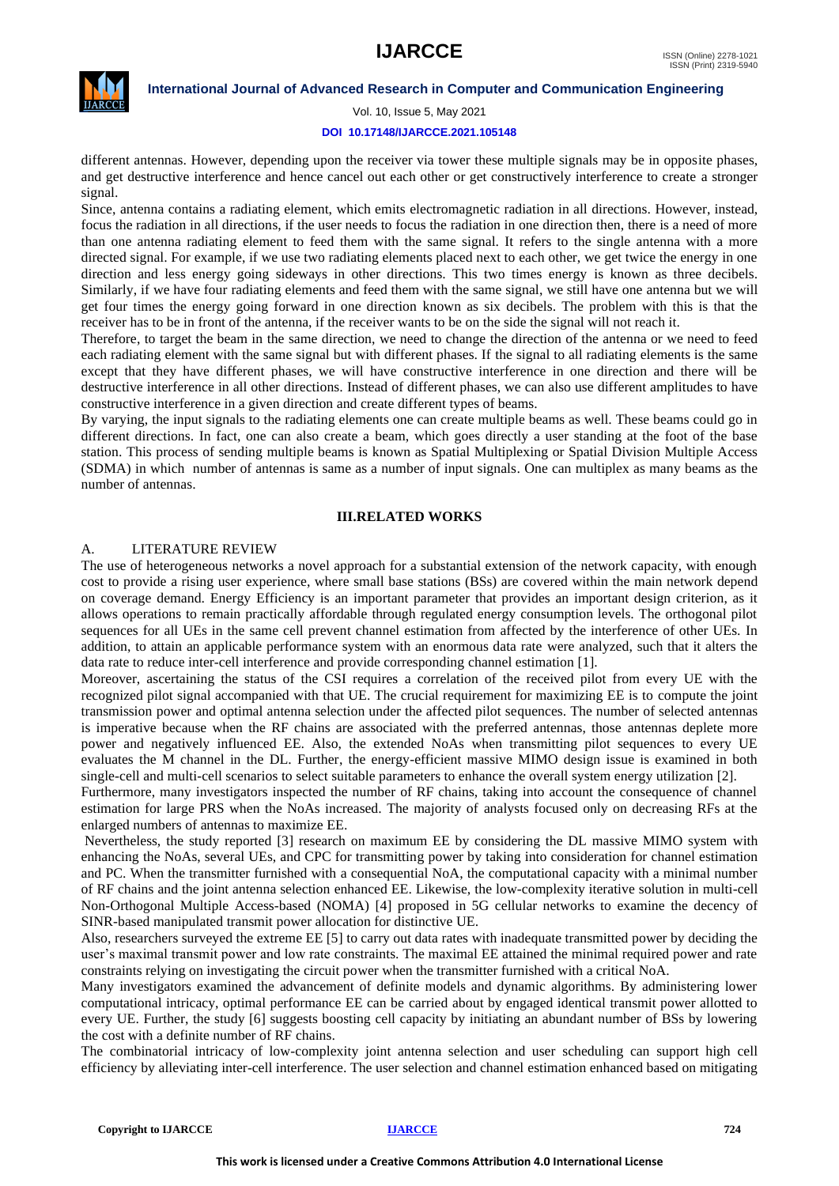different antennas. However, depending upon the receiver via tower these multiple signals may be in opposite phases, and get destructive interference and hence cancel out each other or get constructively interference to create a stronger signal.

Since, antenna contains a radiating element, which emits electromagnetic radiation in all directions. However, instead, focus the radiation in all directions, if the user needs to focus the radiation in one direction then, there is a need of more than one antenna radiating element to feed them with the same signal. It refers to the single antenna with a more directed signal. For example, if we use two radiating elements placed next to each other, we get twice the energy in one direction and less energy going sideways in other directions. This two times energy is known as three decibels. Similarly, if we have four radiating elements and feed them with the same signal, we still have one antenna but we will get four times the energy going forward in one direction known as six decibels. The problem with this is that the receiver has to be in front of the antenna, if the receiver wants to be on the side the signal will not reach it.

Therefore, to target the beam in the same direction, we need to change the direction of the antenna or we need to feed each radiating element with the same signal but with different phases. If the signal to all radiating elements is the same except that they have different phases, we will have constructive interference in one direction and there will be destructive interference in all other directions. Instead of different phases, we can also use different amplitudes to have constructive interference in a given direction and create different types of beams.

By varying, the input signals to the radiating elements one can create multiple beams as well. These beams could go in different directions. In fact, one can also create a beam, which goes directly a user standing at the foot of the base station. This process of sending multiple beams is known as Spatial Multiplexing or Spatial Division Multiple Access (SDMA) in which number of antennas is same as a number of input signals. One can multiplex as many beams as the number of antennas.

## III.RELATED WORKS

### A. LITERATURE REVIEW

The use of heterogeneous networks a novel approach for a substantial extension of the network capacity, with enough cost to provide a rising user experience, where small base stations (BSs) are covered within the main network depend on coverage demand. Energy Efficiency is an important parameter that provides an important design criterion, as it allows operations to remain practically affordable through regulated energy consumption levels. The orthogonal pilot sequences for all UEs in the same cell prevent channel estimation from affected by the interference of other UEs. In addition, to attain an applicable performance system with an enormous data rate were analyzed, such that it alters the data rate to reduce inter-cell interference and provide corresponding channel estimation [1].

Moreover, ascertaining the status of the CSI requires a correlation of the received pilot from every UE with the recognized pilot signal accompanied with that UE. The crucial requirement for maximizing EE is to compute the joint transmission power and optimal antenna selection under the affected pilot sequences. The number of selected antennas is imperative because when the RF chains are associated with the preferred antennas, those antennas deplete more power and negatively influenced EE. Also, the extended NoAs when transmitting pilot sequences to every UE evaluates the M channel in the DL. Further, the energy-efficient massive MIMO design issue is examined in both single-cell and multi-cell scenarios to select suitable parameters to enhance the overall system energy utilization [2].

Furthermore, many investigators inspected the number of RF chains, taking into account the consequence of channel estimation for large PRS when the NoAs increased. The majority of analysts focused only on decreasing RFs at the enlarged numbers of antennas to maximize EE.

Nevertheless, the study reported [3] research on maximum EE by considering the DL massive MIMO system with enhancing the NoAs, several UEs, and CPC for transmitting power by taking into consideration for channel estimation and PC. When the transmitter furnished with a consequential NoA, the computational capacity with a minimal number of RF chains and the joint antenna selection enhanced EE. Likewise, the low-complexity iterative solution in multi-cell Non-Orthogonal Multiple Access-based (NOMA) [4] proposed in 5G cellular networks to examine the decency of SINR-based manipulated transmit power allocation for distinctive UE.

Also, researchers surveyed the extreme EE [5] to carry out data rates with inadequate transmitted power by deciding the user's maximal transmit power and low rate constraints. The maximal EE attained the minimal required power and rate constraints relying on investigating the circuit power when the transmitter furnished with a critical NoA.

Many investigators examined the advancement of definite models and dynamic algorithms. By administering lower computational intricacy, optimal performance EE can be carried about by engaged identical transmit power allotted to every UE. Further, the study [6] suggests boosting cell capacity by initiating an abundant number of BSs by lowering the cost with a definite number of RF chains.

The combinatorial intricacy of low-complexity joint antenna selection and user scheduling can support high cell efficiency by alleviating inter-cell interference. The user selection and channel estimation enhanced based on mitigating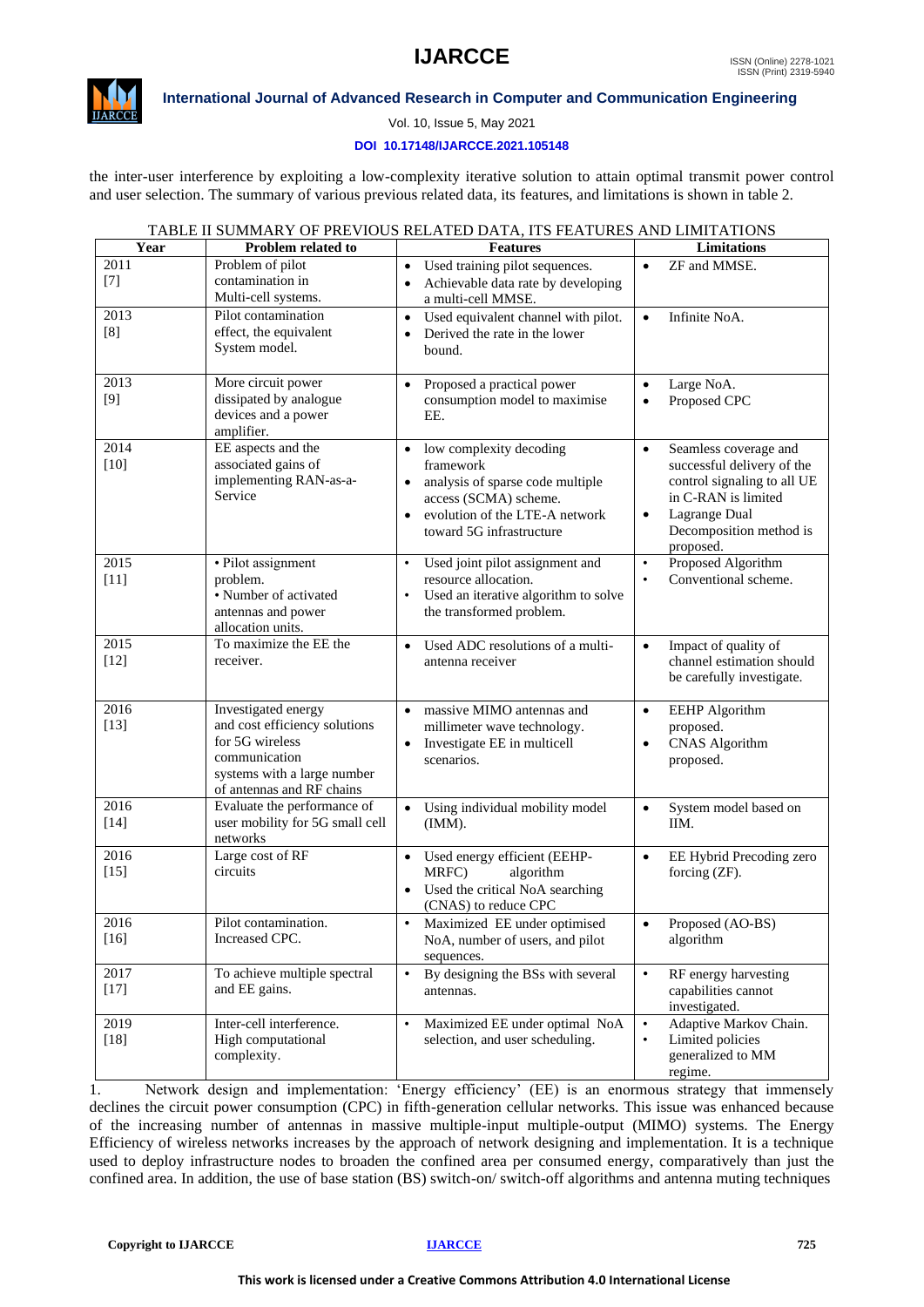the inter-user interference by exploiting a low-complexity iterative solution to attain optimal transmit power control and user selection. The summary of various previous related data, its features, and limitations is shown in table 2.

TABLE II SUMMARY OF PREVIOUS RELATED DATA, ITS FEATURES AND LIMITATIONS

| Year | Problem related to | Features | Limitations |
|---|---|---|---|
| 2011 [7] | Problem of pilot contamination in Multi-cell systems. | • Used training pilot sequences.<br>• Achievable data rate by developing a multi-cell MMSE. | • ZF and MMSE. |
| 2013 [8] | Pilot contamination effect, the equivalent System model. | • Used equivalent channel with pilot.<br>• Derived the rate in the lower bound. | • Infinite NoA. |
| 2013 [9] | More circuit power dissipated by analogue devices and a power amplifier. | • Proposed a practical power consumption model to maximise EE. | • Large NoA.<br>• Proposed CPC |
| 2014 [10] | EE aspects and the associated gains of implementing RAN-as-a-Service | • low complexity decoding framework<br>• analysis of sparse code multiple access (SCMA) scheme.<br>• evolution of the LTE-A network toward 5G infrastructure | • Seamless coverage and successful delivery of the control signaling to all UE in C-RAN is limited<br>• Lagrange Dual Decomposition method is proposed. |
| 2015 [11] | • Pilot assignment problem.<br>• Number of activated antennas and power allocation units. | • Used joint pilot assignment and resource allocation.<br>• Used an iterative algorithm to solve the transformed problem. | • Proposed Algorithm<br>• Conventional scheme. |
| 2015 [12] | To maximize the EE the receiver. | • Used ADC resolutions of a multi-antenna receiver | • Impact of quality of channel estimation should be carefully investigate. |
| 2016 [13] | Investigated energy and cost efficiency solutions for 5G wireless communication systems with a large number of antennas and RF chains | • massive MIMO antennas and millimeter wave technology.<br>• Investigate EE in multicell scenarios. | • EEHP Algorithm proposed.<br>• CNAS Algorithm proposed. |
| 2016 [14] | Evaluate the performance of user mobility for 5G small cell networks | • Using individual mobility model (IMM). | • System model based on IIM. |
| 2016 [15] | Large cost of RF circuits | • Used energy efficient (EEHP-MRFC) algorithm<br>• Used the critical NoA searching (CNAS) to reduce CPC | • EE Hybrid Precoding zero forcing (ZF). |
| 2016 [16] | Pilot contamination. Increased CPC. | • Maximized EE under optimised NoA, number of users, and pilot sequences. | • Proposed (AO-BS) algorithm |
| 2017 [17] | To achieve multiple spectral and EE gains. | • By designing the BSs with several antennas. | • RF energy harvesting capabilities cannot investigated. |
| 2019 [18] | Inter-cell interference. High computational complexity. | • Maximized EE under optimal NoA selection, and user scheduling. | • Adaptive Markov Chain.<br>• Limited policies generalized to MM regime. |

1. Network design and implementation: 'Energy efficiency' (EE) is an enormous strategy that immensely declines the circuit power consumption (CPC) in fifth-generation cellular networks. This issue was enhanced because of the increasing number of antennas in massive multiple-input multiple-output (MIMO) systems. The Energy Efficiency of wireless networks increases by the approach of network designing and implementation. It is a technique used to deploy infrastructure nodes to broaden the confined area per consumed energy, comparatively than just the confined area. In addition, the use of base station (BS) switch-on/ switch-off algorithms and antenna muting techniques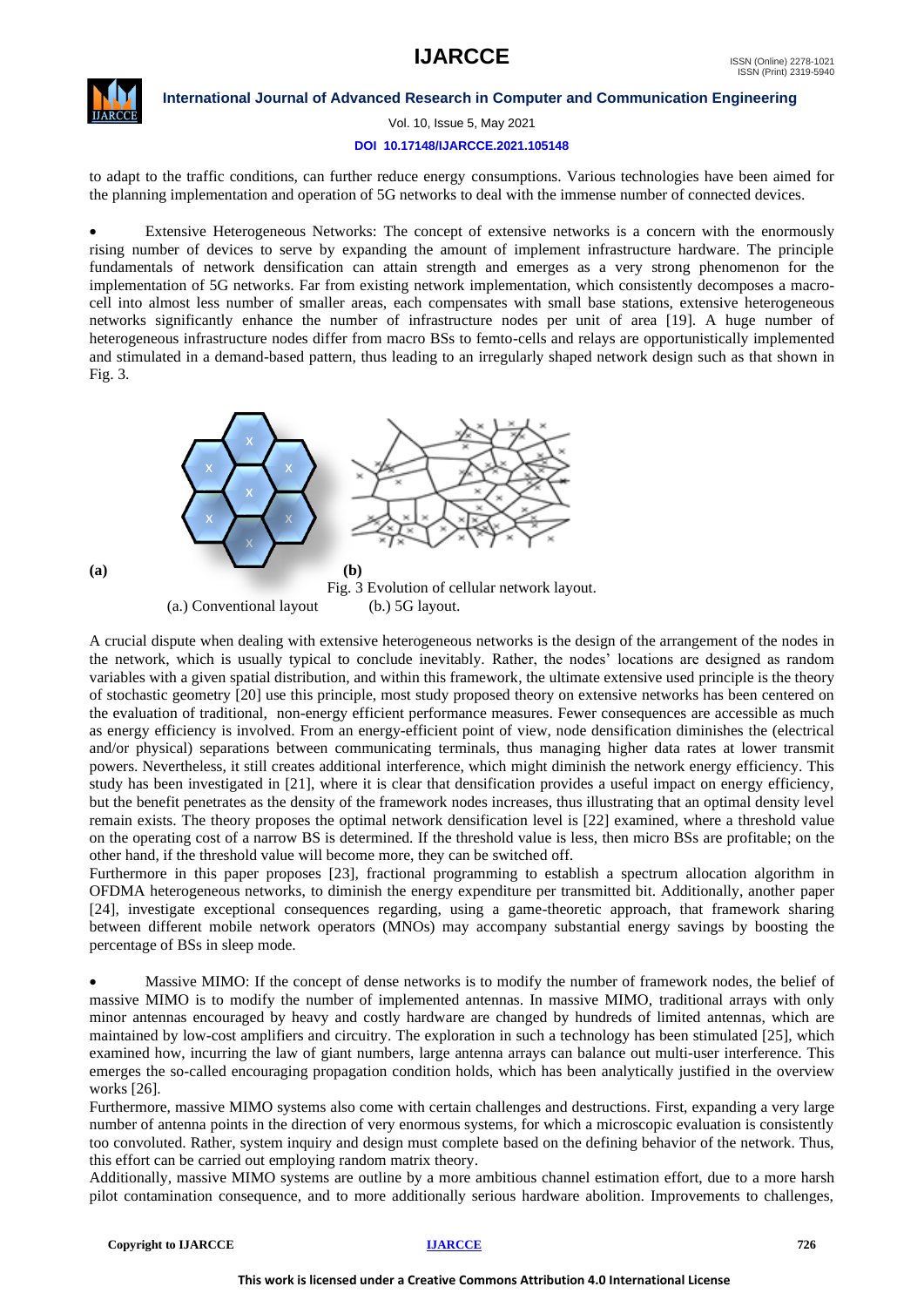to adapt to the traffic conditions, can further reduce energy consumptions. Various technologies have been aimed for the planning implementation and operation of 5G networks to deal with the immense number of connected devices.

- Extensive Heterogeneous Networks: The concept of extensive networks is a concern with the enormously rising number of devices to serve by expanding the amount of implement infrastructure hardware. The principle fundamentals of network densification can attain strength and emerges as a very strong phenomenon for the implementation of 5G networks. Far from existing network implementation, which consistently decomposes a macro-cell into almost less number of smaller areas, each compensates with small base stations, extensive heterogeneous networks significantly enhance the number of infrastructure nodes per unit of area [19]. A huge number of heterogeneous infrastructure nodes differ from macro BSs to femto-cells and relays are opportunistically implemented and stimulated in a demand-based pattern, thus leading to an irregularly shaped network design such as that shown in Fig. 3.

**(a)** **(b)**

Fig. 3 Evolution of cellular network layout.
(a.) Conventional layout (b.) 5G layout.

A crucial dispute when dealing with extensive heterogeneous networks is the design of the arrangement of the nodes in the network, which is usually typical to conclude inevitably. Rather, the nodes' locations are designed as random variables with a given spatial distribution, and within this framework, the ultimate extensive used principle is the theory of stochastic geometry [20] use this principle, most study proposed theory on extensive networks has been centered on the evaluation of traditional, non-energy efficient performance measures. Fewer consequences are accessible as much as energy efficiency is involved. From an energy-efficient point of view, node densification diminishes the (electrical and/or physical) separations between communicating terminals, thus managing higher data rates at lower transmit powers. Nevertheless, it still creates additional interference, which might diminish the network energy efficiency. This study has been investigated in [21], where it is clear that densification provides a useful impact on energy efficiency, but the benefit penetrates as the density of the framework nodes increases, thus illustrating that an optimal density level remain exists. The theory proposes the optimal network densification level is [22] examined, where a threshold value on the operating cost of a narrow BS is determined. If the threshold value is less, then micro BSs are profitable; on the other hand, if the threshold value will become more, they can be switched off.
Furthermore in this paper proposes [23], fractional programming to establish a spectrum allocation algorithm in OFDMA heterogeneous networks, to diminish the energy expenditure per transmitted bit. Additionally, another paper [24], investigate exceptional consequences regarding, using a game-theoretic approach, that framework sharing between different mobile network operators (MNOs) may accompany substantial energy savings by boosting the percentage of BSs in sleep mode.

- Massive MIMO: If the concept of dense networks is to modify the number of framework nodes, the belief of massive MIMO is to modify the number of implemented antennas. In massive MIMO, traditional arrays with only minor antennas encouraged by heavy and costly hardware are changed by hundreds of limited antennas, which are maintained by low-cost amplifiers and circuitry. The exploration in such a technology has been stimulated [25], which examined how, incurring the law of giant numbers, large antenna arrays can balance out multi-user interference. This emerges the so-called encouraging propagation condition holds, which has been analytically justified in the overview works [26].

Furthermore, massive MIMO systems also come with certain challenges and destructions. First, expanding a very large number of antenna points in the direction of very enormous systems, for which a microscopic evaluation is consistently too convoluted. Rather, system inquiry and design must complete based on the defining behavior of the network. Thus, this effort can be carried out employing random matrix theory.
Additionally, massive MIMO systems are outline by a more ambitious channel estimation effort, due to a more harsh pilot contamination consequence, and to more additionally serious hardware abolition. Improvements to challenges,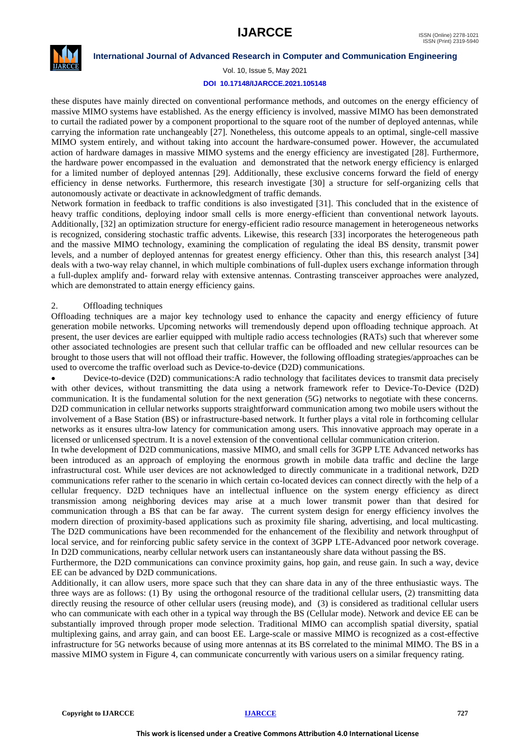these disputes have mainly directed on conventional performance methods, and outcomes on the energy efficiency of massive MIMO systems have established. As the energy efficiency is involved, massive MIMO has been demonstrated to curtail the radiated power by a component proportional to the square root of the number of deployed antennas, while carrying the information rate unchangeably [27]. Nonetheless, this outcome appeals to an optimal, single-cell massive MIMO system entirely, and without taking into account the hardware-consumed power. However, the accumulated action of hardware damages in massive MIMO systems and the energy efficiency are investigated [28]. Furthermore, the hardware power encompassed in the evaluation and demonstrated that the network energy efficiency is enlarged for a limited number of deployed antennas [29]. Additionally, these exclusive concerns forward the field of energy efficiency in dense networks. Furthermore, this research investigate [30] a structure for self-organizing cells that autonomously activate or deactivate in acknowledgment of traffic demands.

Network formation in feedback to traffic conditions is also investigated [31]. This concluded that in the existence of heavy traffic conditions, deploying indoor small cells is more energy-efficient than conventional network layouts. Additionally, [32] an optimization structure for energy-efficient radio resource management in heterogeneous networks is recognized, considering stochastic traffic advents. Likewise, this research [33] incorporates the heterogeneous path and the massive MIMO technology, examining the complication of regulating the ideal BS density, transmit power levels, and a number of deployed antennas for greatest energy efficiency. Other than this, this research analyst [34] deals with a two-way relay channel, in which multiple combinations of full-duplex users exchange information through a full-duplex amplify and- forward relay with extensive antennas. Contrasting transceiver approaches were analyzed, which are demonstrated to attain energy efficiency gains.

2. Offloading techniques

Offloading techniques are a major key technology used to enhance the capacity and energy efficiency of future generation mobile networks. Upcoming networks will tremendously depend upon offloading technique approach. At present, the user devices are earlier equipped with multiple radio access technologies (RATs) such that wherever some other associated technologies are present such that cellular traffic can be offloaded and new cellular resources can be brought to those users that will not offload their traffic. However, the following offloading strategies/approaches can be used to overcome the traffic overload such as Device-to-device (D2D) communications.

- Device-to-device (D2D) communications:A radio technology that facilitates devices to transmit data precisely with other devices, without transmitting the data using a network framework refer to Device-To-Device (D2D) communication. It is the fundamental solution for the next generation (5G) networks to negotiate with these concerns. D2D communication in cellular networks supports straightforward communication among two mobile users without the involvement of a Base Station (BS) or infrastructure-based network. It further plays a vital role in forthcoming cellular networks as it ensures ultra-low latency for communication among users. This innovative approach may operate in a licensed or unlicensed spectrum. It is a novel extension of the conventional cellular communication criterion.

In twhe development of D2D communications, massive MIMO, and small cells for 3GPP LTE Advanced networks has been introduced as an approach of employing the enormous growth in mobile data traffic and decline the large infrastructural cost. While user devices are not acknowledged to directly communicate in a traditional network, D2D communications refer rather to the scenario in which certain co-located devices can connect directly with the help of a cellular frequency. D2D techniques have an intellectual influence on the system energy efficiency as direct transmission among neighboring devices may arise at a much lower transmit power than that desired for communication through a BS that can be far away. The current system design for energy efficiency involves the modern direction of proximity-based applications such as proximity file sharing, advertising, and local multicasting. The D2D communications have been recommended for the enhancement of the flexibility and network throughput of local service, and for reinforcing public safety service in the context of 3GPP LTE-Advanced poor network coverage. In D2D communications, nearby cellular network users can instantaneously share data without passing the BS.

Furthermore, the D2D communications can convince proximity gains, hop gain, and reuse gain. In such a way, device EE can be advanced by D2D communications.

Additionally, it can allow users, more space such that they can share data in any of the three enthusiastic ways. The three ways are as follows: (1) By using the orthogonal resource of the traditional cellular users, (2) transmitting data directly reusing the resource of other cellular users (reusing mode), and (3) is considered as traditional cellular users who can communicate with each other in a typical way through the BS (Cellular mode). Network and device EE can be substantially improved through proper mode selection. Traditional MIMO can accomplish spatial diversity, spatial multiplexing gains, and array gain, and can boost EE. Large-scale or massive MIMO is recognized as a cost-effective infrastructure for 5G networks because of using more antennas at its BS correlated to the minimal MIMO. The BS in a massive MIMO system in Figure 4, can communicate concurrently with various users on a similar frequency rating.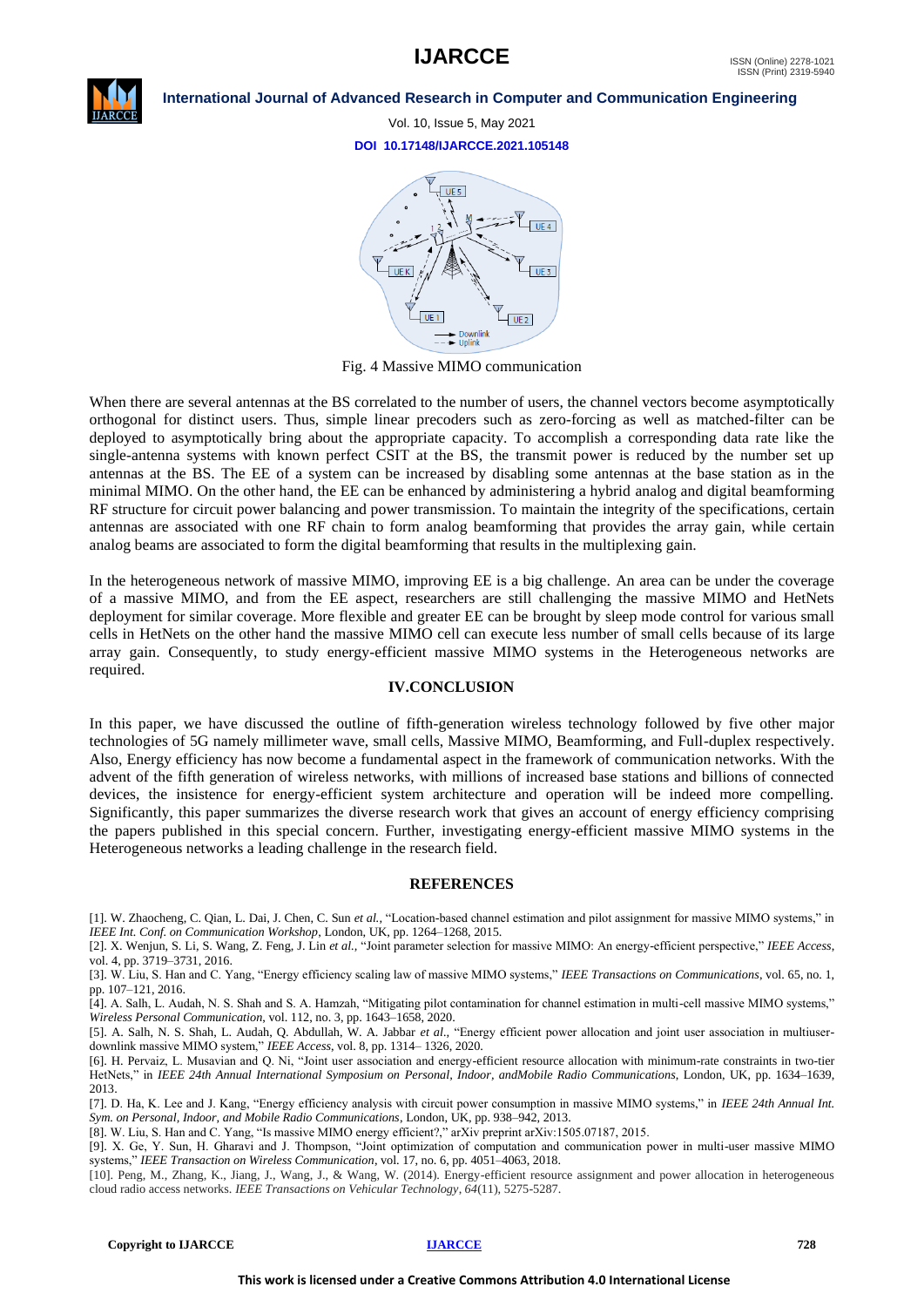Fig. 4 Massive MIMO communication

When there are several antennas at the BS correlated to the number of users, the channel vectors become asymptotically orthogonal for distinct users. Thus, simple linear precoders such as zero-forcing as well as matched-filter can be deployed to asymptotically bring about the appropriate capacity. To accomplish a corresponding data rate like the single-antenna systems with known perfect CSIT at the BS, the transmit power is reduced by the number set up antennas at the BS. The EE of a system can be increased by disabling some antennas at the base station as in the minimal MIMO. On the other hand, the EE can be enhanced by administering a hybrid analog and digital beamforming RF structure for circuit power balancing and power transmission. To maintain the integrity of the specifications, certain antennas are associated with one RF chain to form analog beamforming that provides the array gain, while certain analog beams are associated to form the digital beamforming that results in the multiplexing gain.

In the heterogeneous network of massive MIMO, improving EE is a big challenge. An area can be under the coverage of a massive MIMO, and from the EE aspect, researchers are still challenging the massive MIMO and HetNets deployment for similar coverage. More flexible and greater EE can be brought by sleep mode control for various small cells in HetNets on the other hand the massive MIMO cell can execute less number of small cells because of its large array gain. Consequently, to study energy-efficient massive MIMO systems in the Heterogeneous networks are required.

## IV.CONCLUSION

In this paper, we have discussed the outline of fifth-generation wireless technology followed by five other major technologies of 5G namely millimeter wave, small cells, Massive MIMO, Beamforming, and Full-duplex respectively. Also, Energy efficiency has now become a fundamental aspect in the framework of communication networks. With the advent of the fifth generation of wireless networks, with millions of increased base stations and billions of connected devices, the insistence for energy-efficient system architecture and operation will be indeed more compelling. Significantly, this paper summarizes the diverse research work that gives an account of energy efficiency comprising the papers published in this special concern. Further, investigating energy-efficient massive MIMO systems in the Heterogeneous networks a leading challenge in the research field.

## REFERENCES

[1]. W. Zhaocheng, C. Qian, L. Dai, J. Chen, C. Sun *et al.*, "Location-based channel estimation and pilot assignment for massive MIMO systems," in *IEEE Int. Conf. on Communication Workshop*, London, UK, pp. 1264–1268, 2015.

[2]. X. Wenjun, S. Li, S. Wang, Z. Feng, J. Lin *et al.*, "Joint parameter selection for massive MIMO: An energy-efficient perspective," *IEEE Access*, vol. 4, pp. 3719–3731, 2016.

[3]. W. Liu, S. Han and C. Yang, "Energy efficiency scaling law of massive MIMO systems," *IEEE Transactions on Communications*, vol. 65, no. 1, pp. 107–121, 2016.

[4]. A. Salh, L. Audah, N. S. Shah and S. A. Hamzah, "Mitigating pilot contamination for channel estimation in multi-cell massive MIMO systems," *Wireless Personal Communication*, vol. 112, no. 3, pp. 1643–1658, 2020.

[5]. A. Salh, N. S. Shah, L. Audah, Q. Abdullah, W. A. Jabbar *et al*., "Energy efficient power allocation and joint user association in multiuser-downlink massive MIMO system," *IEEE Access*, vol. 8, pp. 1314– 1326, 2020.

[6]. H. Pervaiz, L. Musavian and Q. Ni, "Joint user association and energy-efficient resource allocation with minimum-rate constraints in two-tier HetNets," in *IEEE 24th Annual International Symposium on Personal, Indoor, andMobile Radio Communications*, London, UK, pp. 1634–1639, 2013.

[7]. D. Ha, K. Lee and J. Kang, "Energy efficiency analysis with circuit power consumption in massive MIMO systems," in *IEEE 24th Annual Int. Sym. on Personal, Indoor, and Mobile Radio Communications*, London, UK, pp. 938–942, 2013.

[8]. W. Liu, S. Han and C. Yang, "Is massive MIMO energy efficient?," arXiv preprint arXiv:1505.07187, 2015.

[9]. X. Ge, Y. Sun, H. Gharavi and J. Thompson, "Joint optimization of computation and communication power in multi-user massive MIMO systems," *IEEE Transaction on Wireless Communication*, vol. 17, no. 6, pp. 4051–4063, 2018.

[10]. Peng, M., Zhang, K., Jiang, J., Wang, J., & Wang, W. (2014). Energy-efficient resource assignment and power allocation in heterogeneous cloud radio access networks. *IEEE Transactions on Vehicular Technology*, *64*(11), 5275-5287.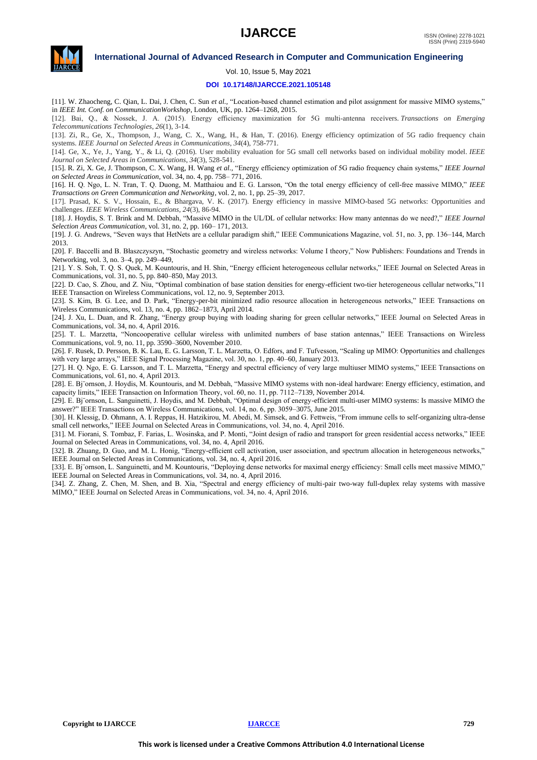[11]. W. Zhaocheng, C. Qian, L. Dai, J. Chen, C. Sun *et al*., "Location-based channel estimation and pilot assignment for massive MIMO systems," in *IEEE Int. Conf. on CommunicationWorkshop*, London, UK, pp. 1264–1268, 2015.

[12]. Bai, Q., & Nossek, J. A. (2015). Energy efficiency maximization for 5G multi-antenna receivers. *Transactions on Emerging Telecommunications Technologies*, *26*(1), 3-14.

[13]. Zi, R., Ge, X., Thompson, J., Wang, C. X., Wang, H., & Han, T. (2016). Energy efficiency optimization of 5G radio frequency chain systems. *IEEE Journal on Selected Areas in Communications*, *34*(4), 758-771.

[14]. Ge, X., Ye, J., Yang, Y., & Li, Q. (2016). User mobility evaluation for 5G small cell networks based on individual mobility model. *IEEE Journal on Selected Areas in Communications*, *34*(3), 528-541.

[15]. R. Zi, X. Ge, J. Thompson, C. X. Wang, H. Wang *et al*., "Energy efficiency optimization of 5G radio frequency chain systems," *IEEE Journal on Selected Areas in Communication*, vol. 34, no. 4, pp. 758– 771, 2016.

[16]. H. Q. Ngo, L. N. Tran, T. Q. Duong, M. Matthaiou and E. G. Larsson, "On the total energy efficiency of cell-free massive MIMO," *IEEE Transactions on Green Communication and Networking*, vol. 2, no. 1, pp. 25–39, 2017.

[17]. Prasad, K. S. V., Hossain, E., & Bhargava, V. K. (2017). Energy efficiency in massive MIMO-based 5G networks: Opportunities and challenges. *IEEE Wireless Communications*, *24*(3), 86-94.

[18]. J. Hoydis, S. T. Brink and M. Debbah, "Massive MIMO in the UL/DL of cellular networks: How many antennas do we need?," *IEEE Journal Selection Areas Communication*, vol. 31, no. 2, pp. 160– 171, 2013.

[19]. J. G. Andrews, "Seven ways that HetNets are a cellular paradigm shift," IEEE Communications Magazine, vol. 51, no. 3, pp. 136–144, March 2013.

[20]. F. Baccelli and B. Błaszczyszyn, "Stochastic geometry and wireless networks: Volume I theory," Now Publishers: Foundations and Trends in Networking, vol. 3, no. 3–4, pp. 249–449,

[21]. Y. S. Soh, T. Q. S. Quek, M. Kountouris, and H. Shin, "Energy efficient heterogeneous cellular networks," IEEE Journal on Selected Areas in Communications, vol. 31, no. 5, pp. 840–850, May 2013.

[22]. D. Cao, S. Zhou, and Z. Niu, "Optimal combination of base station densities for energy-efficient two-tier heterogeneous cellular networks,"11 IEEE Transaction on Wireless Communications, vol. 12, no. 9, September 2013.

[23]. S. Kim, B. G. Lee, and D. Park, "Energy-per-bit minimized radio resource allocation in heterogeneous networks," IEEE Transactions on Wireless Communications, vol. 13, no. 4, pp. 1862–1873, April 2014.

[24]. J. Xu, L. Duan, and R. Zhang, "Energy group buying with loading sharing for green cellular networks," IEEE Journal on Selected Areas in Communications, vol. 34, no. 4, April 2016.

[25]. T. L. Marzetta, "Noncooperative cellular wireless with unlimited numbers of base station antennas," IEEE Transactions on Wireless Communications, vol. 9, no. 11, pp. 3590–3600, November 2010.

[26]. F. Rusek, D. Persson, B. K. Lau, E. G. Larsson, T. L. Marzetta, O. Edfors, and F. Tufvesson, "Scaling up MIMO: Opportunities and challenges with very large arrays," IEEE Signal Processing Magazine, vol. 30, no. 1, pp. 40–60, January 2013.

[27]. H. Q. Ngo, E. G. Larsson, and T. L. Marzetta, "Energy and spectral efficiency of very large multiuser MIMO systems," IEEE Transactions on Communications, vol. 61, no. 4, April 2013.

[28]. E. Bj¨ornson, J. Hoydis, M. Kountouris, and M. Debbah, "Massive MIMO systems with non-ideal hardware: Energy efficiency, estimation, and capacity limits," IEEE Transaction on Information Theory, vol. 60, no. 11, pp. 7112–7139, November 2014.

[29]. E. Bj¨ornson, L. Sanguinetti, J. Hoydis, and M. Debbah, "Optimal design of energy-efficient multi-user MIMO systems: Is massive MIMO the answer?" IEEE Transactions on Wireless Communications, vol. 14, no. 6, pp. 3059–3075, June 2015.

[30]. H. Klessig, D. Ohmann, A. I. Reppas, H. Hatzikirou, M. Abedi, M. Simsek, and G. Fettweis, "From immune cells to self-organizing ultra-dense small cell networks," IEEE Journal on Selected Areas in Communications, vol. 34, no. 4, April 2016.

[31]. M. Fiorani, S. Tombaz, F. Farias, L. Wosinska, and P. Monti, "Joint design of radio and transport for green residential access networks," IEEE Journal on Selected Areas in Communications, vol. 34, no. 4, April 2016.

[32]. B. Zhuang, D. Guo, and M. L. Honig, "Energy-efficient cell activation, user association, and spectrum allocation in heterogeneous networks," IEEE Journal on Selected Areas in Communications, vol. 34, no. 4, April 2016.

[33]. E. Bj¨ornson, L. Sanguinetti, and M. Kountouris, "Deploying dense networks for maximal energy efficiency: Small cells meet massive MIMO," IEEE Journal on Selected Areas in Communications, vol. 34, no. 4, April 2016.

[34]. Z. Zhang, Z. Chen, M. Shen, and B. Xia, "Spectral and energy efficiency of multi-pair two-way full-duplex relay systems with massive MIMO," IEEE Journal on Selected Areas in Communications, vol. 34, no. 4, April 2016.